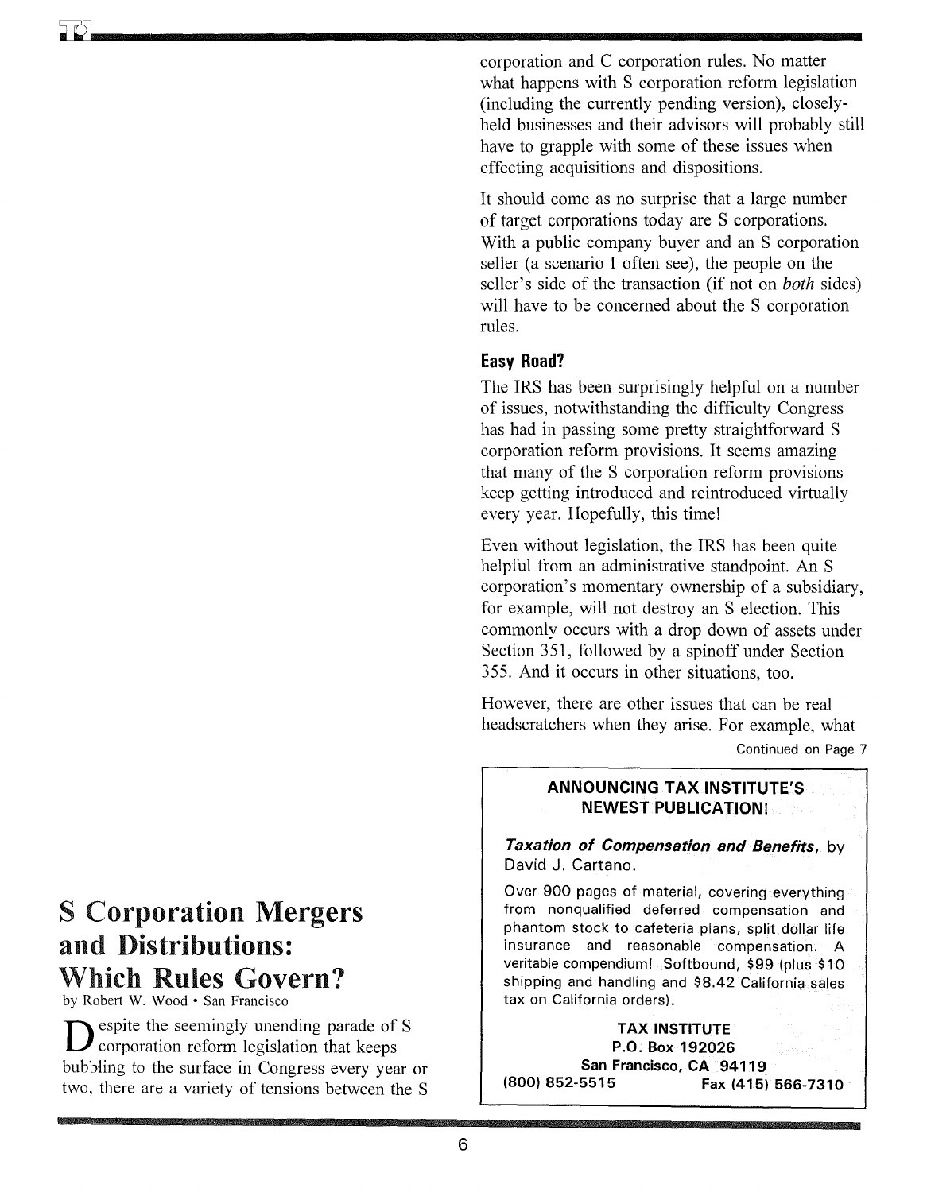# S Corporation Mergers and Distributions: Which Rules Govern?

by Robert W. Wood • San Francisco

Despite the seemingly unending parade of S corporation reform legislation that keeps bubbling to the surface in Congress every year or two, there are a variety of tensions between the S corporation and C corporation rules. No matter what happens with S corporation reform legislation (including the currently pending version), closely-held businesses and their advisors will probably still have to grapple with some of these issues when effecting acquisitions and dispositions.

It should come as no surprise that a large number of target corporations today are S corporations. With a public company buyer and an S corporation seller (a scenario I often see), the people on the seller's side of the transaction (if not on *both* sides) will have to be concerned about the S corporation rules.

### Easy Road?

The IRS has been surprisingly helpful on a number of issues, notwithstanding the difficulty Congress has had in passing some pretty straightforward S corporation reform provisions. It seems amazing that many of the S corporation reform provisions keep getting introduced and reintroduced virtually every year. Hopefully, this time!

Even without legislation, the IRS has been quite helpful from an administrative standpoint. An S corporation's momentary ownership of a subsidiary, for example, will not destroy an S election. This commonly occurs with a drop down of assets under Section 351, followed by a spinoff under Section 355. And it occurs in other situations, too.

However, there are other issues that can be real headscratchers when they arise. For example, what

Continued on Page 7

---

**ANNOUNCING TAX INSTITUTE'S NEWEST PUBLICATION!**

***Taxation of Compensation and Benefits***, by David J. Cartano.

Over 900 pages of material, covering everything from nonqualified deferred compensation and phantom stock to cafeteria plans, split dollar life insurance and reasonable compensation. A veritable compendium! Softbound, $99 (plus $10 shipping and handling and $8.42 California sales tax on California orders).

**TAX INSTITUTE**
**P.O. Box 192026**
**San Francisco, CA 94119**
**(800) 852-5515 Fax (415) 566-7310**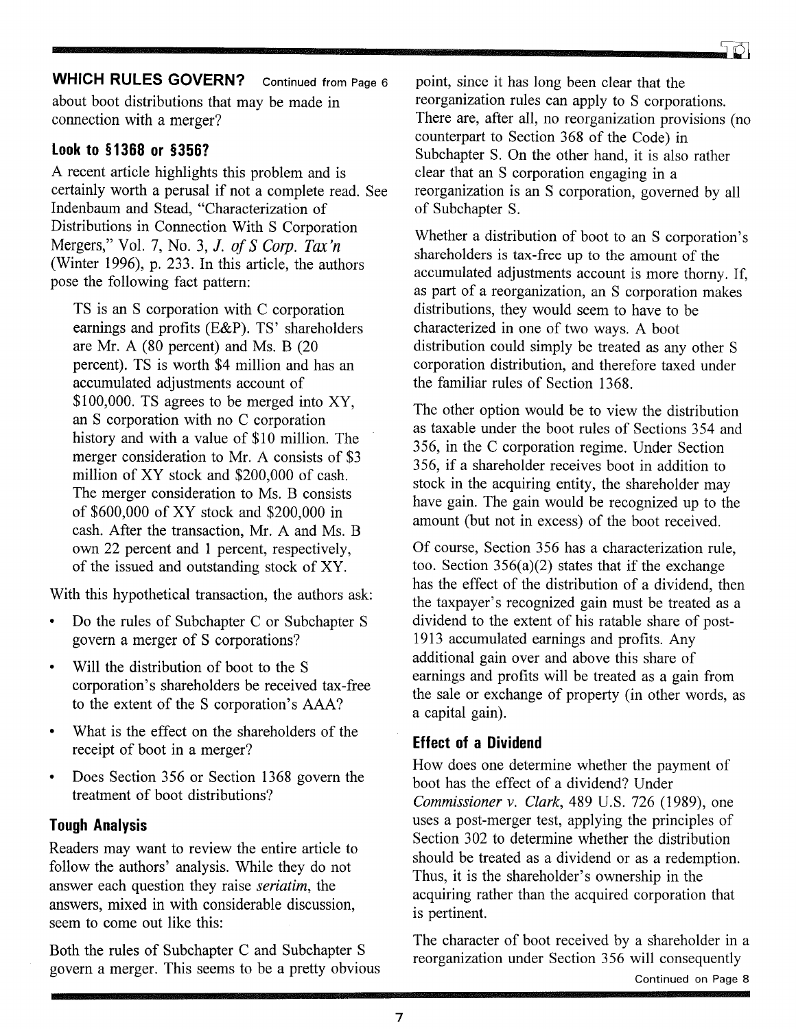## WHICH RULES GOVERN? Continued from Page 6

about boot distributions that may be made in connection with a merger?

### Look to §1368 or §356?

A recent article highlights this problem and is certainly worth a perusal if not a complete read. See Indenbaum and Stead, "Characterization of Distributions in Connection With S Corporation Mergers," Vol. 7, No. 3, *J. of S Corp. Tax'n* (Winter 1996), p. 233. In this article, the authors pose the following fact pattern:

> TS is an S corporation with C corporation earnings and profits (E&P). TS' shareholders are Mr. A (80 percent) and Ms. B (20 percent). TS is worth $4 million and has an accumulated adjustments account of $100,000. TS agrees to be merged into XY, an S corporation with no C corporation history and with a value of $10 million. The merger consideration to Mr. A consists of $3 million of XY stock and $200,000 of cash. The merger consideration to Ms. B consists of $600,000 of XY stock and $200,000 in cash. After the transaction, Mr. A and Ms. B own 22 percent and 1 percent, respectively, of the issued and outstanding stock of XY.

With this hypothetical transaction, the authors ask:

- Do the rules of Subchapter C or Subchapter S govern a merger of S corporations?
- Will the distribution of boot to the S corporation's shareholders be received tax-free to the extent of the S corporation's AAA?
- What is the effect on the shareholders of the receipt of boot in a merger?
- Does Section 356 or Section 1368 govern the treatment of boot distributions?

### Tough Analysis

Readers may want to review the entire article to follow the authors' analysis. While they do not answer each question they raise *seriatim*, the answers, mixed in with considerable discussion, seem to come out like this:

Both the rules of Subchapter C and Subchapter S govern a merger. This seems to be a pretty obvious point, since it has long been clear that the reorganization rules can apply to S corporations. There are, after all, no reorganization provisions (no counterpart to Section 368 of the Code) in Subchapter S. On the other hand, it is also rather clear that an S corporation engaging in a reorganization is an S corporation, governed by all of Subchapter S.

Whether a distribution of boot to an S corporation's shareholders is tax-free up to the amount of the accumulated adjustments account is more thorny. If, as part of a reorganization, an S corporation makes distributions, they would seem to have to be characterized in one of two ways. A boot distribution could simply be treated as any other S corporation distribution, and therefore taxed under the familiar rules of Section 1368.

The other option would be to view the distribution as taxable under the boot rules of Sections 354 and 356, in the C corporation regime. Under Section 356, if a shareholder receives boot in addition to stock in the acquiring entity, the shareholder may have gain. The gain would be recognized up to the amount (but not in excess) of the boot received.

Of course, Section 356 has a characterization rule, too. Section 356(a)(2) states that if the exchange has the effect of the distribution of a dividend, then the taxpayer's recognized gain must be treated as a dividend to the extent of his ratable share of post-1913 accumulated earnings and profits. Any additional gain over and above this share of earnings and profits will be treated as a gain from the sale or exchange of property (in other words, as a capital gain).

### Effect of a Dividend

How does one determine whether the payment of boot has the effect of a dividend? Under *Commissioner v. Clark*, 489 U.S. 726 (1989), one uses a post-merger test, applying the principles of Section 302 to determine whether the distribution should be treated as a dividend or as a redemption. Thus, it is the shareholder's ownership in the acquiring rather than the acquired corporation that is pertinent.

The character of boot received by a shareholder in a reorganization under Section 356 will consequently

Continued on Page 8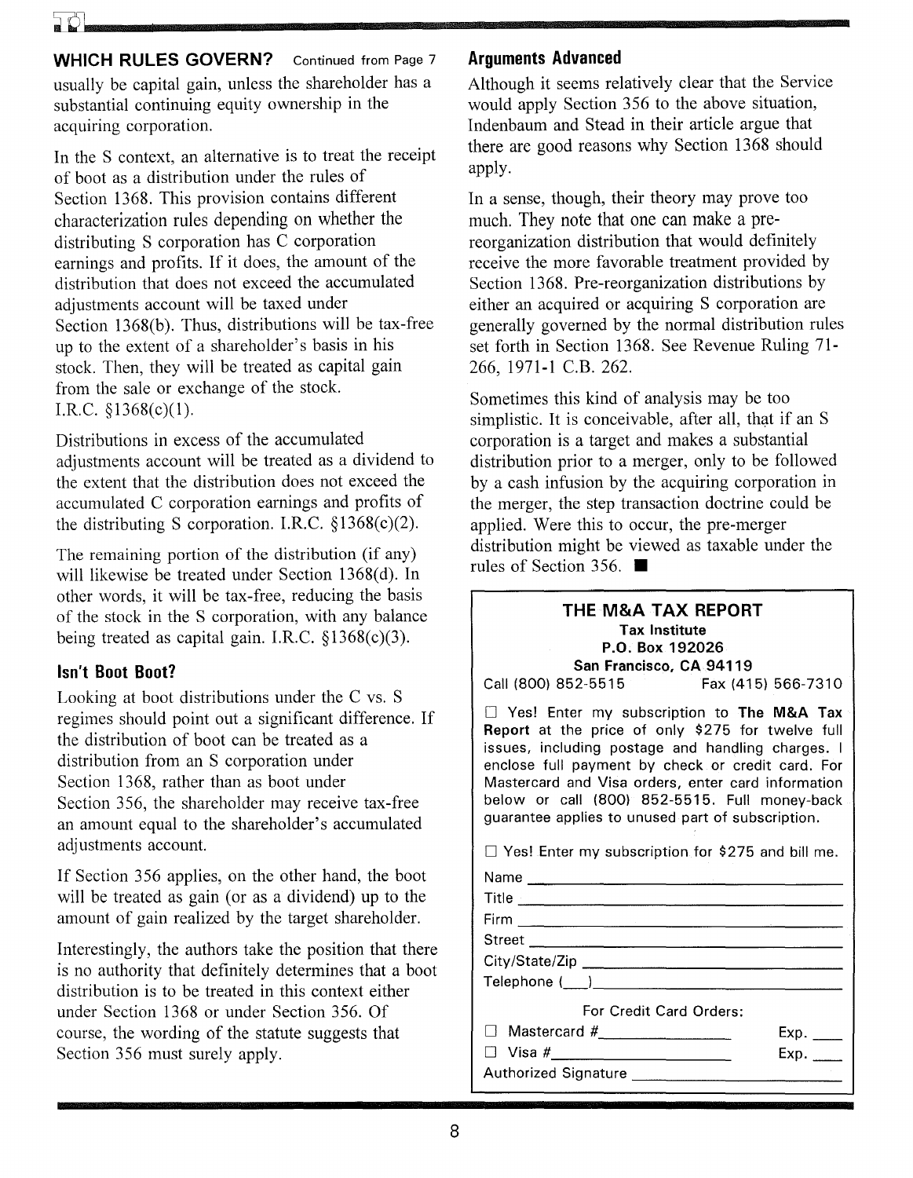**WHICH RULES GOVERN?** Continued from Page 7

usually be capital gain, unless the shareholder has a substantial continuing equity ownership in the acquiring corporation.

In the S context, an alternative is to treat the receipt of boot as a distribution under the rules of Section 1368. This provision contains different characterization rules depending on whether the distributing S corporation has C corporation earnings and profits. If it does, the amount of the distribution that does not exceed the accumulated adjustments account will be taxed under Section 1368(b). Thus, distributions will be tax-free up to the extent of a shareholder's basis in his stock. Then, they will be treated as capital gain from the sale or exchange of the stock. I.R.C. §1368(c)(1).

Distributions in excess of the accumulated adjustments account will be treated as a dividend to the extent that the distribution does not exceed the accumulated C corporation earnings and profits of the distributing S corporation. I.R.C. §1368(c)(2).

The remaining portion of the distribution (if any) will likewise be treated under Section 1368(d). In other words, it will be tax-free, reducing the basis of the stock in the S corporation, with any balance being treated as capital gain. I.R.C. §1368(c)(3).

### Isn't Boot Boot?

Looking at boot distributions under the C vs. S regimes should point out a significant difference. If the distribution of boot can be treated as a distribution from an S corporation under Section 1368, rather than as boot under Section 356, the shareholder may receive tax-free an amount equal to the shareholder's accumulated adjustments account.

If Section 356 applies, on the other hand, the boot will be treated as gain (or as a dividend) up to the amount of gain realized by the target shareholder.

Interestingly, the authors take the position that there is no authority that definitely determines that a boot distribution is to be treated in this context either under Section 1368 or under Section 356. Of course, the wording of the statute suggests that Section 356 must surely apply.

### Arguments Advanced

Although it seems relatively clear that the Service would apply Section 356 to the above situation, Indenbaum and Stead in their article argue that there are good reasons why Section 1368 should apply.

In a sense, though, their theory may prove too much. They note that one can make a pre-reorganization distribution that would definitely receive the more favorable treatment provided by Section 1368. Pre-reorganization distributions by either an acquired or acquiring S corporation are generally governed by the normal distribution rules set forth in Section 1368. See Revenue Ruling 71-266, 1971-1 C.B. 262.

Sometimes this kind of analysis may be too simplistic. It is conceivable, after all, that if an S corporation is a target and makes a substantial distribution prior to a merger, only to be followed by a cash infusion by the acquiring corporation in the merger, the step transaction doctrine could be applied. Were this to occur, the pre-merger distribution might be viewed as taxable under the rules of Section 356. ■

**THE M&A TAX REPORT**
**Tax Institute**
**P.O. Box 192026**
**San Francisco, CA 94119**

Call (800) 852-5515 Fax (415) 566-7310

☐ Yes! Enter my subscription to **The M&A Tax Report** at the price of only $275 for twelve full issues, including postage and handling charges. I enclose full payment by check or credit card. For Mastercard and Visa orders, enter card information below or call (800) 852-5515. Full money-back guarantee applies to unused part of subscription.

☐ Yes! Enter my subscription for $275 and bill me.

Name ______________________

Title ______________________

Firm ______________________

Street ______________________

City/State/Zip ______________________

Telephone (___)______________________

For Credit Card Orders:

☐ Mastercard #______________ Exp. ___

☐ Visa #______________ Exp. ___

Authorized Signature ______________________